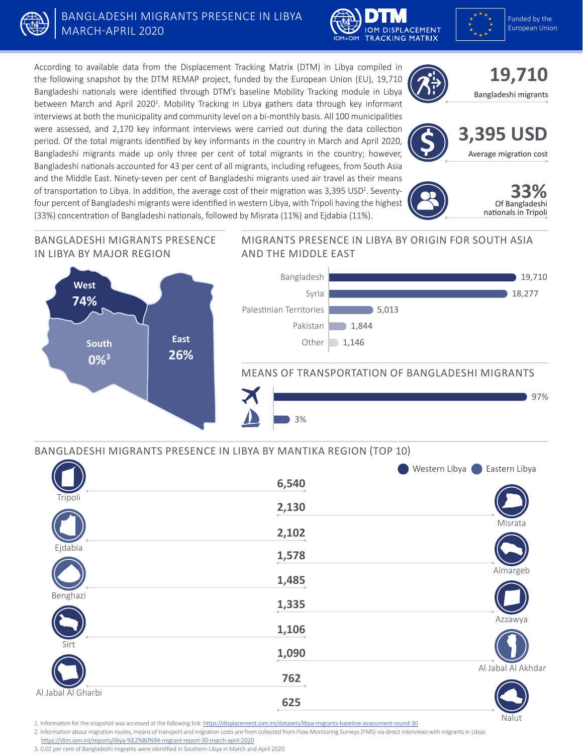# BANGLADESHI MIGRANTS PRESENCE IN LIBYA MARCH-APRIL 2020

DTM IOM DISPLACEMENT TRACKING MATRIX

Funded by the European Union

According to available data from the Displacement Tracking Matrix (DTM) in Libya compiled in the following snapshot by the DTM REMAP project, funded by the European Union (EU), 19,710 Bangladeshi nationals were identified through DTM's baseline Mobility Tracking module in Libya between March and April 2020[1]. Mobility Tracking in Libya gathers data through key informant interviews at both the municipality and community level on a bi-monthly basis. All 100 municipalities were assessed, and 2,170 key informant interviews were carried out during the data collection period. Of the total migrants identified by key informants in the country in March and April 2020, Bangladeshi migrants made up only three per cent of total migrants in the country; however, Bangladeshi nationals accounted for 43 per cent of all migrants, including refugees, from South Asia and the Middle East. Ninety-seven per cent of Bangladeshi migrants used air travel as their means of transportation to Libya. In addition, the average cost of their migration was 3,395 USD[2]. Seventy-four percent of Bangladeshi migrants were identified in western Libya, with Tripoli having the highest (33%) concentration of Bangladeshi nationals, followed by Misrata (11%) and Ejdabia (11%).

**19,710** Bangladeshi migrants

**3,395 USD** Average migration cost

**33%** Of Bangladeshi nationals in Tripoli

## BANGLADESHI MIGRANTS PRESENCE IN LIBYA BY MAJOR REGION

| Region | Share |
|---|---|
| West | 74% |
| East | 26% |
| South | 0%[3] |

## MIGRANTS PRESENCE IN LIBYA BY ORIGIN FOR SOUTH ASIA AND THE MIDDLE EAST

| Origin | Migrants |
|---|---|
| Bangladesh | 19,710 |
| Syria | 18,277 |
| Palestinian Territories | 5,013 |
| Pakistan | 1,844 |
| Other | 1,146 |

## MEANS OF TRANSPORTATION OF BANGLADESHI MIGRANTS

| Means | Share |
|---|---|
| Air | 97% |
| Sea | 3% |

## BANGLADESHI MIGRANTS PRESENCE IN LIBYA BY MANTIKA REGION (TOP 10)

| Mantika | Region | Migrants |
|---|---|---|
| Tripoli | Western Libya | 6,540 |
| Misrata | Western Libya | 2,130 |
| Ejdabia | Eastern Libya | 2,102 |
| Almargeb | Western Libya | 1,578 |
| Benghazi | Eastern Libya | 1,485 |
| Azzawya | Western Libya | 1,335 |
| Sirt | Western Libya | 1,106 |
| Al Jabal Al Akhdar | Eastern Libya | 1,090 |
| Al Jabal Al Gharbi | Western Libya | 762 |
| Nalut | Western Libya | 625 |

1. Information for the snapshot was accessed at the following link: https://displacement.iom.int/datasets/libya-migrants-baseline-assessment-round-30
2. Information about migration routes, means of transport and migration costs are from collected from Flow Monitoring Surveys (FMS) via direct interviews with migrants in Libya: https://dtm.iom.int/reports/libya-%E2%80%94-migrant-report-30-march-april-2020
3. 0.02 per cent of Bangladeshi migrants were identified in Southern Libya in March and April 2020.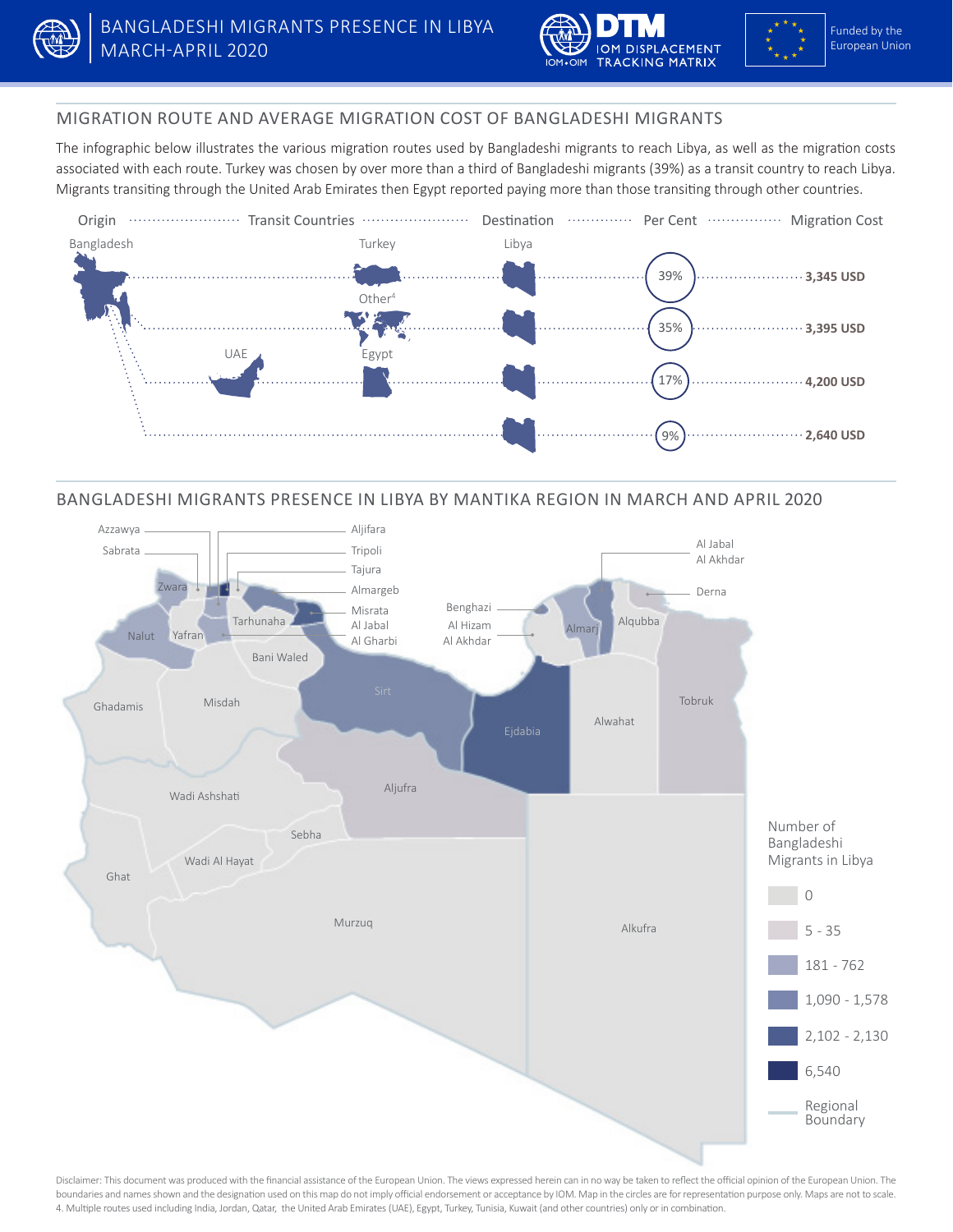# BANGLADESHI MIGRANTS PRESENCE IN LIBYA MARCH-APRIL 2020

## MIGRATION ROUTE AND AVERAGE MIGRATION COST OF BANGLADESHI MIGRANTS

The infographic below illustrates the various migration routes used by Bangladeshi migrants to reach Libya, as well as the migration costs associated with each route. Turkey was chosen by over more than a third of Bangladeshi migrants (39%) as a transit country to reach Libya. Migrants transiting through the United Arab Emirates then Egypt reported paying more than those transiting through other countries.

Origin · Transit Countries · Destination · Per Cent · Migration Cost

Bangladesh

Turkey · Libya · 39% · 3,345 USD

Other[4] · 35% · 3,395 USD

UAE · Egypt · 17% · 4,200 USD

9% · 2,640 USD

## BANGLADESHI MIGRANTS PRESENCE IN LIBYA BY MANTIKA REGION IN MARCH AND APRIL 2020

Azzawya, Sabrata, Aljifara, Tripoli, Tajura, Almargeb, Misrata, Al Jabal Al Gharbi, Zwara, Nalut, Yafran, Tarhunaha, Bani Waled, Benghazi, Al Hizam Al Akhdar, Al Jabal Al Akhdar, Derna, Almarj, Alqubba, Sirt, Ejdabia, Alwahat, Tobruk, Ghadamis, Misdah, Wadi Ashshati, Aljufra, Sebha, Wadi Al Hayat, Ghat, Murzuq, Alkufra

Number of Bangladeshi Migrants in Libya

- 0
- 5 - 35
- 181 - 762
- 1,090 - 1,578
- 2,102 - 2,130
- 6,540
- Regional Boundary

Disclaimer: This document was produced with the financial assistance of the European Union. The views expressed herein can in no way be taken to reflect the official opinion of the European Union. The boundaries and names shown and the designation used on this map do not imply official endorsement or acceptance by IOM. Map in the circles are for representation purpose only. Maps are not to scale.
4. Multiple routes used including India, Jordan, Qatar, the United Arab Emirates (UAE), Egypt, Turkey, Tunisia, Kuwait (and other countries) only or in combination.